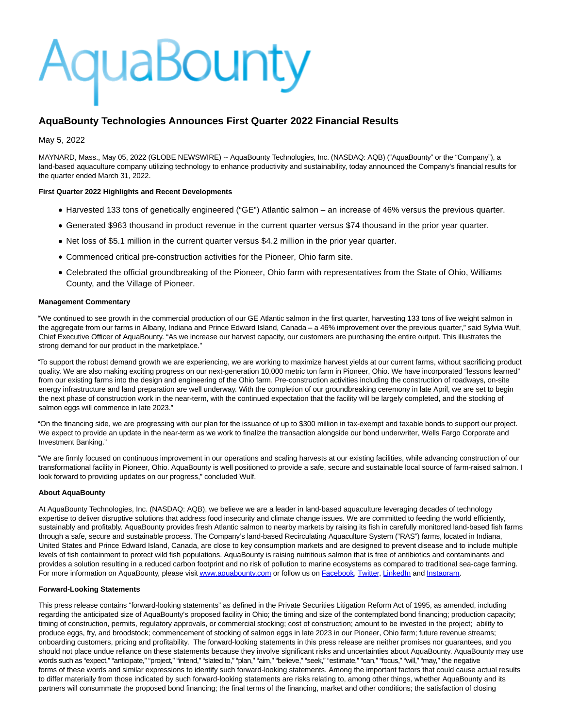AquaBounty

# AquaBounty Technologies Announces First Quarter 2022 Financial Results

May 5, 2022

MAYNARD, Mass., May 05, 2022 (GLOBE NEWSWIRE) -- AquaBounty Technologies, Inc. (NASDAQ: AQB) ("AquaBounty" or the "Company"), a land-based aquaculture company utilizing technology to enhance productivity and sustainability, today announced the Company's financial results for the quarter ended March 31, 2022.

**First Quarter 2022 Highlights and Recent Developments**

- Harvested 133 tons of genetically engineered ("GE") Atlantic salmon – an increase of 46% versus the previous quarter.
- Generated $963 thousand in product revenue in the current quarter versus $74 thousand in the prior year quarter.
- Net loss of $5.1 million in the current quarter versus $4.2 million in the prior year quarter.
- Commenced critical pre-construction activities for the Pioneer, Ohio farm site.
- Celebrated the official groundbreaking of the Pioneer, Ohio farm with representatives from the State of Ohio, Williams County, and the Village of Pioneer.

**Management Commentary**

"We continued to see growth in the commercial production of our GE Atlantic salmon in the first quarter, harvesting 133 tons of live weight salmon in the aggregate from our farms in Albany, Indiana and Prince Edward Island, Canada – a 46% improvement over the previous quarter," said Sylvia Wulf, Chief Executive Officer of AquaBounty. "As we increase our harvest capacity, our customers are purchasing the entire output. This illustrates the strong demand for our product in the marketplace."

"To support the robust demand growth we are experiencing, we are working to maximize harvest yields at our current farms, without sacrificing product quality. We are also making exciting progress on our next-generation 10,000 metric ton farm in Pioneer, Ohio. We have incorporated "lessons learned" from our existing farms into the design and engineering of the Ohio farm. Pre-construction activities including the construction of roadways, on-site energy infrastructure and land preparation are well underway. With the completion of our groundbreaking ceremony in late April, we are set to begin the next phase of construction work in the near-term, with the continued expectation that the facility will be largely completed, and the stocking of salmon eggs will commence in late 2023."

"On the financing side, we are progressing with our plan for the issuance of up to $300 million in tax-exempt and taxable bonds to support our project. We expect to provide an update in the near-term as we work to finalize the transaction alongside our bond underwriter, Wells Fargo Corporate and Investment Banking."

"We are firmly focused on continuous improvement in our operations and scaling harvests at our existing facilities, while advancing construction of our transformational facility in Pioneer, Ohio. AquaBounty is well positioned to provide a safe, secure and sustainable local source of farm-raised salmon. I look forward to providing updates on our progress," concluded Wulf.

**About AquaBounty**

At AquaBounty Technologies, Inc. (NASDAQ: AQB), we believe we are a leader in land-based aquaculture leveraging decades of technology expertise to deliver disruptive solutions that address food insecurity and climate change issues. We are committed to feeding the world efficiently, sustainably and profitably. AquaBounty provides fresh Atlantic salmon to nearby markets by raising its fish in carefully monitored land-based fish farms through a safe, secure and sustainable process. The Company's land-based Recirculating Aquaculture System ("RAS") farms, located in Indiana, United States and Prince Edward Island, Canada, are close to key consumption markets and are designed to prevent disease and to include multiple levels of fish containment to protect wild fish populations. AquaBounty is raising nutritious salmon that is free of antibiotics and contaminants and provides a solution resulting in a reduced carbon footprint and no risk of pollution to marine ecosystems as compared to traditional sea-cage farming. For more information on AquaBounty, please visit [www.aquabounty.com](www.aquabounty.com) or follow us on Facebook, Twitter, LinkedIn and Instagram.

**Forward-Looking Statements**

This press release contains "forward-looking statements" as defined in the Private Securities Litigation Reform Act of 1995, as amended, including regarding the anticipated size of AquaBounty's proposed facility in Ohio; the timing and size of the contemplated bond financing; production capacity; timing of construction, permits, regulatory approvals, or commercial stocking; cost of construction; amount to be invested in the project; ability to produce eggs, fry, and broodstock; commencement of stocking of salmon eggs in late 2023 in our Pioneer, Ohio farm; future revenue streams; onboarding customers, pricing and profitability. The forward-looking statements in this press release are neither promises nor guarantees, and you should not place undue reliance on these statements because they involve significant risks and uncertainties about AquaBounty. AquaBounty may use words such as "expect," "anticipate," "project," "intend," "slated to," "plan," "aim," "believe," "seek," "estimate," "can," "focus," "will," "may," the negative forms of these words and similar expressions to identify such forward-looking statements. Among the important factors that could cause actual results to differ materially from those indicated by such forward-looking statements are risks relating to, among other things, whether AquaBounty and its partners will consummate the proposed bond financing; the final terms of the financing, market and other conditions; the satisfaction of closing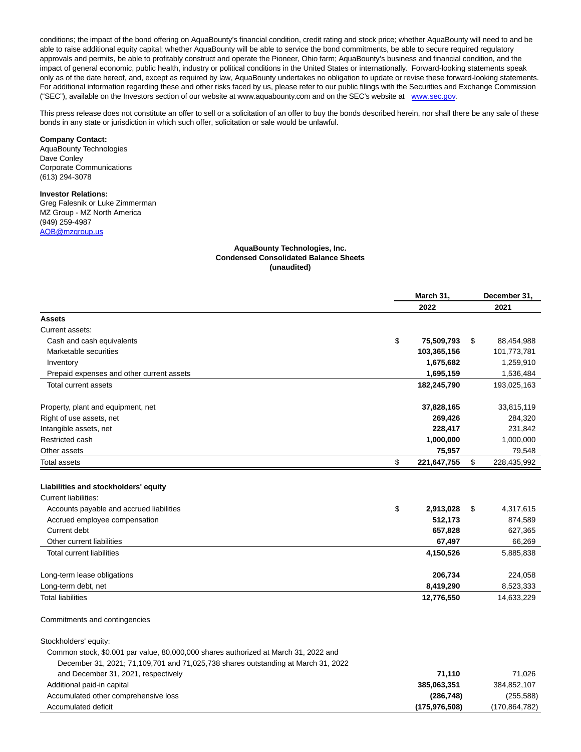conditions; the impact of the bond offering on AquaBounty's financial condition, credit rating and stock price; whether AquaBounty will need to and be able to raise additional equity capital; whether AquaBounty will be able to service the bond commitments, be able to secure required regulatory approvals and permits, be able to profitably construct and operate the Pioneer, Ohio farm; AquaBounty's business and financial condition, and the impact of general economic, public health, industry or political conditions in the United States or internationally. Forward-looking statements speak only as of the date hereof, and, except as required by law, AquaBounty undertakes no obligation to update or revise these forward-looking statements. For additional information regarding these and other risks faced by us, please refer to our public filings with the Securities and Exchange Commission ("SEC"), available on the Investors section of our website at www.aquabounty.com and on the SEC's website at www.sec.gov.

This press release does not constitute an offer to sell or a solicitation of an offer to buy the bonds described herein, nor shall there be any sale of these bonds in any state or jurisdiction in which such offer, solicitation or sale would be unlawful.

**Company Contact:**
AquaBounty Technologies
Dave Conley
Corporate Communications
(613) 294-3078

**Investor Relations:**
Greg Falesnik or Luke Zimmerman
MZ Group - MZ North America
(949) 259-4987
AQB@mzgroup.us

**AquaBounty Technologies, Inc.**
**Condensed Consolidated Balance Sheets**
**(unaudited)**

| | March 31, 2022 | December 31, 2021 |
|---|---|---|
| **Assets** | | |
| Current assets: | | |
| Cash and cash equivalents | $ **75,509,793** | $ 88,454,988 |
| Marketable securities | **103,365,156** | 101,773,781 |
| Inventory | **1,675,682** | 1,259,910 |
| Prepaid expenses and other current assets | **1,695,159** | 1,536,484 |
| Total current assets | **182,245,790** | 193,025,163 |
| Property, plant and equipment, net | **37,828,165** | 33,815,119 |
| Right of use assets, net | **269,426** | 284,320 |
| Intangible assets, net | **228,417** | 231,842 |
| Restricted cash | **1,000,000** | 1,000,000 |
| Other assets | **75,957** | 79,548 |
| Total assets | $ **221,647,755** | $ 228,435,992 |
| **Liabilities and stockholders' equity** | | |
| Current liabilities: | | |
| Accounts payable and accrued liabilities | $ **2,913,028** | $ 4,317,615 |
| Accrued employee compensation | **512,173** | 874,589 |
| Current debt | **657,828** | 627,365 |
| Other current liabilities | **67,497** | 66,269 |
| Total current liabilities | **4,150,526** | 5,885,838 |
| Long-term lease obligations | **206,734** | 224,058 |
| Long-term debt, net | **8,419,290** | 8,523,333 |
| Total liabilities | **12,776,550** | 14,633,229 |
| Commitments and contingencies | | |
| Stockholders' equity: | | |
| Common stock, $0.001 par value, 80,000,000 shares authorized at March 31, 2022 and December 31, 2021; 71,109,701 and 71,025,738 shares outstanding at March 31, 2022 and December 31, 2021, respectively | **71,110** | 71,026 |
| Additional paid-in capital | **385,063,351** | 384,852,107 |
| Accumulated other comprehensive loss | **(286,748)** | (255,588) |
| Accumulated deficit | **(175,976,508)** | (170,864,782) |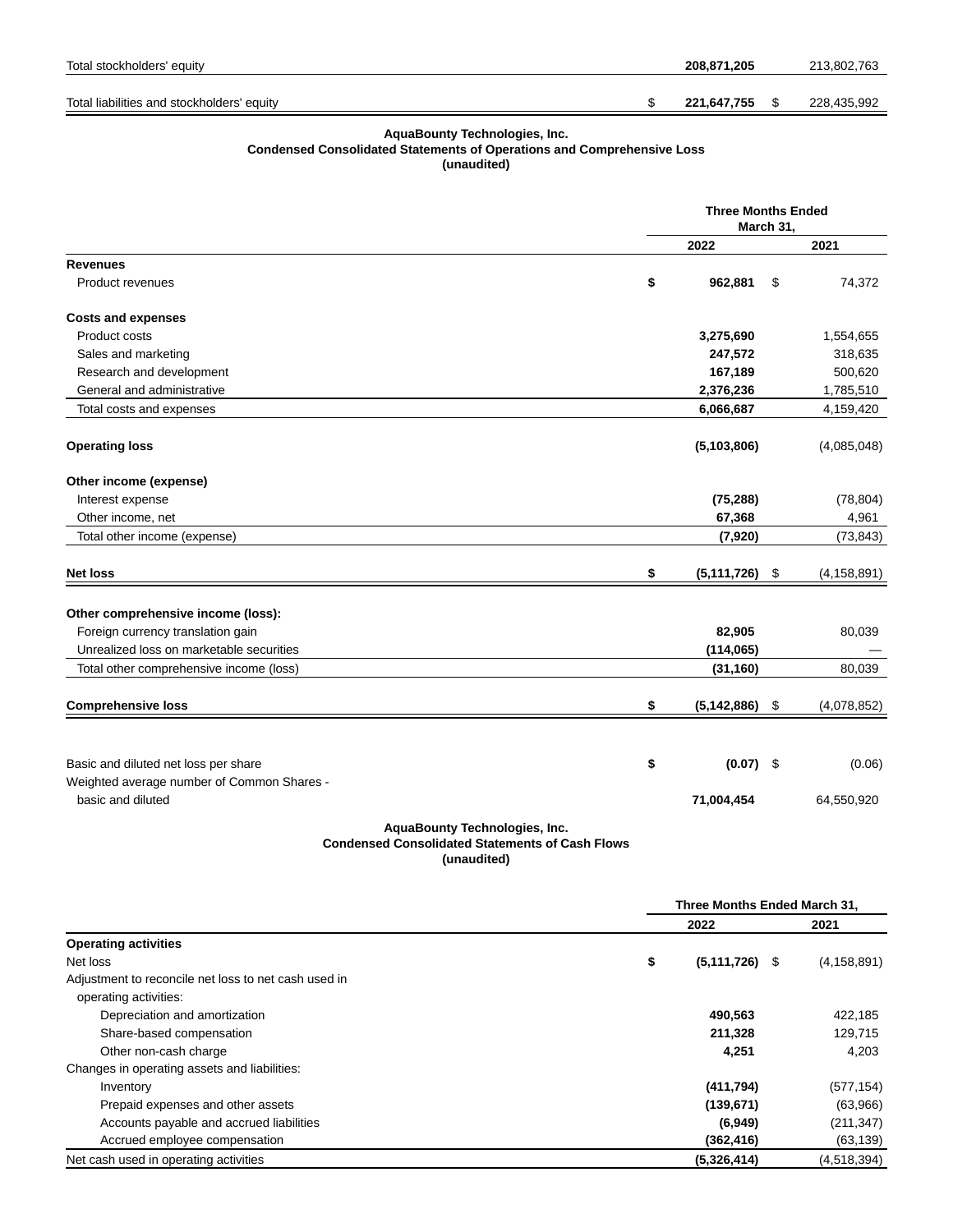| | | 2022 | | 2021 |
|---|---|---|---|---|
| Total stockholders' equity | | **208,871,205** | | 213,802,763 |
| Total liabilities and stockholders' equity | $ | **221,647,755** | $ | 228,435,992 |

**AquaBounty Technologies, Inc.**
**Condensed Consolidated Statements of Operations and Comprehensive Loss**
**(unaudited)**

| | Three Months Ended March 31, | | | |
|---|---|---|---|---|
| | | 2022 | | 2021 |
| **Revenues** | | | | |
| Product revenues | **$** | **962,881** | $ | 74,372 |
| **Costs and expenses** | | | | |
| Product costs | | **3,275,690** | | 1,554,655 |
| Sales and marketing | | **247,572** | | 318,635 |
| Research and development | | **167,189** | | 500,620 |
| General and administrative | | **2,376,236** | | 1,785,510 |
| Total costs and expenses | | **6,066,687** | | 4,159,420 |
| **Operating loss** | | **(5,103,806)** | | (4,085,048) |
| **Other income (expense)** | | | | |
| Interest expense | | **(75,288)** | | (78,804) |
| Other income, net | | **67,368** | | 4,961 |
| Total other income (expense) | | **(7,920)** | | (73,843) |
| **Net loss** | **$** | **(5,111,726)** | $ | (4,158,891) |
| **Other comprehensive income (loss):** | | | | |
| Foreign currency translation gain | | **82,905** | | 80,039 |
| Unrealized loss on marketable securities | | **(114,065)** | | — |
| Total other comprehensive income (loss) | | **(31,160)** | | 80,039 |
| **Comprehensive loss** | **$** | **(5,142,886)** | $ | (4,078,852) |
| Basic and diluted net loss per share | **$** | **(0.07)** | $ | (0.06) |
| Weighted average number of Common Shares - basic and diluted | | **71,004,454** | | 64,550,920 |

**AquaBounty Technologies, Inc.**
**Condensed Consolidated Statements of Cash Flows**
**(unaudited)**

| | Three Months Ended March 31, | | | |
|---|---|---|---|---|
| | | 2022 | | 2021 |
| **Operating activities** | | | | |
| Net loss | **$** | **(5,111,726)** | $ | (4,158,891) |
| Adjustment to reconcile net loss to net cash used in operating activities: | | | | |
| Depreciation and amortization | | **490,563** | | 422,185 |
| Share-based compensation | | **211,328** | | 129,715 |
| Other non-cash charge | | **4,251** | | 4,203 |
| Changes in operating assets and liabilities: | | | | |
| Inventory | | **(411,794)** | | (577,154) |
| Prepaid expenses and other assets | | **(139,671)** | | (63,966) |
| Accounts payable and accrued liabilities | | **(6,949)** | | (211,347) |
| Accrued employee compensation | | **(362,416)** | | (63,139) |
| Net cash used in operating activities | | **(5,326,414)** | | (4,518,394) |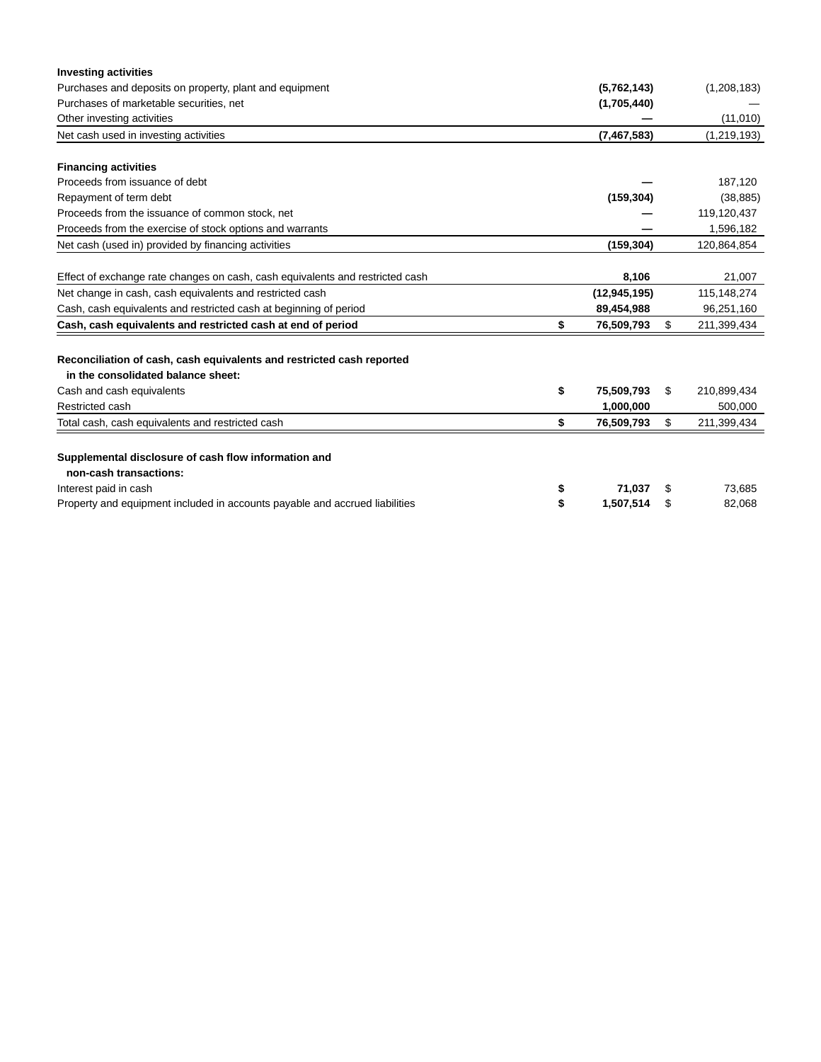| | | |
|---|---|---|
| **Investing activities** | | |
| Purchases and deposits on property, plant and equipment | **(5,762,143)** | (1,208,183) |
| Purchases of marketable securities, net | **(1,705,440)** | — |
| Other investing activities | **—** | (11,010) |
| Net cash used in investing activities | **(7,467,583)** | (1,219,193) |
| **Financing activities** | | |
| Proceeds from issuance of debt | **—** | 187,120 |
| Repayment of term debt | **(159,304)** | (38,885) |
| Proceeds from the issuance of common stock, net | **—** | 119,120,437 |
| Proceeds from the exercise of stock options and warrants | **—** | 1,596,182 |
| Net cash (used in) provided by financing activities | **(159,304)** | 120,864,854 |
| Effect of exchange rate changes on cash, cash equivalents and restricted cash | **8,106** | 21,007 |
| Net change in cash, cash equivalents and restricted cash | **(12,945,195)** | 115,148,274 |
| Cash, cash equivalents and restricted cash at beginning of period | **89,454,988** | 96,251,160 |
| **Cash, cash equivalents and restricted cash at end of period** | **$ 76,509,793** | $ 211,399,434 |
| **Reconciliation of cash, cash equivalents and restricted cash reported in the consolidated balance sheet:** | | |
| Cash and cash equivalents | **$ 75,509,793** | $ 210,899,434 |
| Restricted cash | **1,000,000** | 500,000 |
| Total cash, cash equivalents and restricted cash | **$ 76,509,793** | $ 211,399,434 |
| **Supplemental disclosure of cash flow information and non-cash transactions:** | | |
| Interest paid in cash | **$ 71,037** | $ 73,685 |
| Property and equipment included in accounts payable and accrued liabilities | **$ 1,507,514** | $ 82,068 |